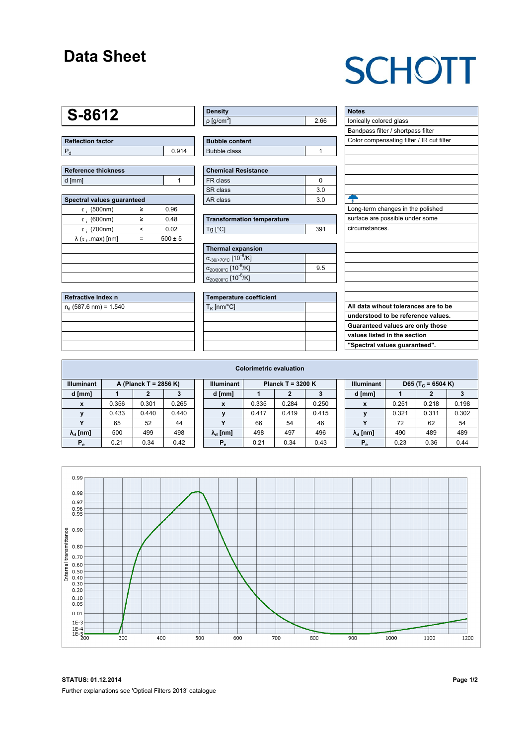# Data Sheet

SCHOTT

## S-8612

| Reflection factor | |
|---|---|
| $P_d$ | 0.914 |

| Reference thickness | |
|---|---|
| d [mm] | 1 |

| Spectral values guaranteed | | |
|---|---|---|
| $\tau_i$ (500nm) | ≥ | 0.96 |
| $\tau_i$ (600nm) | ≥ | 0.48 |
| $\tau_i$ (700nm) | < | 0.02 |
| $\lambda$ ($\tau_i$ .max) [nm] | = | 500 ± 5 |

| Refractive Index n |
|---|
| $n_d$ (587.6 nm) = 1.540 |

| Density | |
|---|---|
| $\rho$ [g/cm$^3$] | 2.66 |

| Bubble content | |
|---|---|
| Bubble class | 1 |

| Chemical Resistance | |
|---|---|
| FR class | 0 |
| SR class | 3.0 |
| AR class | 3.0 |

| Transformation temperature | |
|---|---|
| Tg [°C] | 391 |

| Thermal expansion | |
|---|---|
| $\alpha_{-30/+70°C}$ [$10^{-6}$/K] | |
| $\alpha_{20/300°C}$ [$10^{-6}$/K] | 9.5 |
| $\alpha_{20/200°C}$ [$10^{-6}$/K] | |

| Temperature coefficient | |
|---|---|
| $T_K$ [nm/°C] | |

| Notes |
|---|
| Ionically colored glass |
| Bandpass filter / shortpass filter |
| Color compensating filter / IR cut filter |
| Long-term changes in the polished surface are possible under some circumstances. |
| **All data wihout tolerances are to be understood to be reference values. Guaranteed values are only those values listed in the section "Spectral values guaranteed".** |

## Colorimetric evaluation

| Illuminant | A (Planck T = 2856 K) | | | Illuminant | Planck T = 3200 K | | | Illuminant | D65 ($T_C$ = 6504 K) | | |
|---|---|---|---|---|---|---|---|---|---|---|---|
| d [mm] | 1 | 2 | 3 | d [mm] | 1 | 2 | 3 | d [mm] | 1 | 2 | 3 |
| x | 0.356 | 0.301 | 0.265 | x | 0.335 | 0.284 | 0.250 | x | 0.251 | 0.218 | 0.198 |
| y | 0.433 | 0.440 | 0.440 | y | 0.417 | 0.419 | 0.415 | y | 0.321 | 0.311 | 0.302 |
| Y | 65 | 52 | 44 | Y | 66 | 54 | 46 | Y | 72 | 62 | 54 |
| $\lambda_d$ [nm] | 500 | 499 | 498 | $\lambda_d$ [nm] | 498 | 497 | 496 | $\lambda_d$ [nm] | 490 | 489 | 489 |
| $P_e$ | 0.21 | 0.34 | 0.42 | $P_e$ | 0.21 | 0.34 | 0.43 | $P_e$ | 0.23 | 0.36 | 0.44 |

**STATUS: 01.12.2014**

Further explanations see 'Optical Filters 2013' catalogue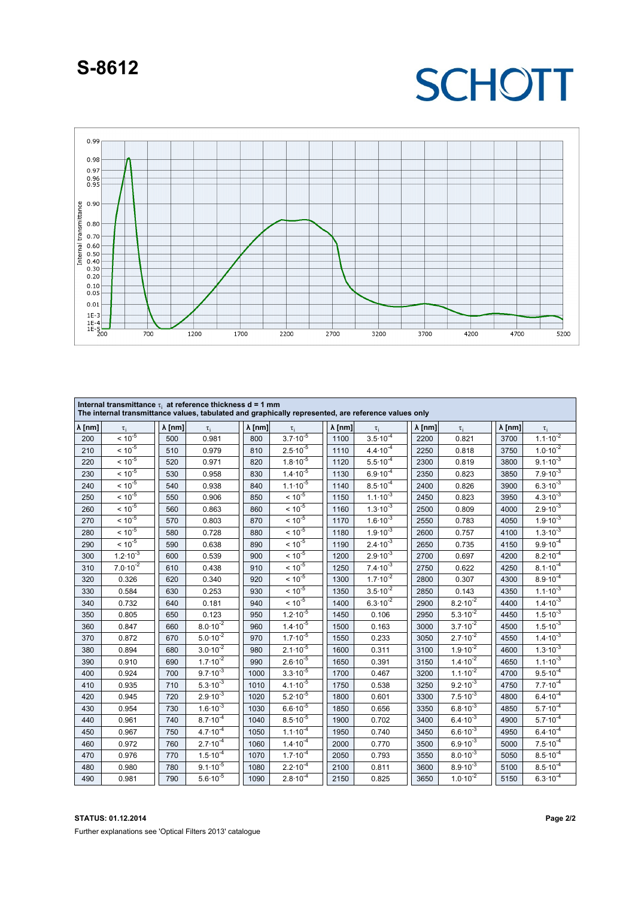# S-8612

SCHOTT

0.99
0.98
0.97
0.96
0.95
0.90
0.80
0.70
0.60
0.50
0.40
0.30
0.20
0.10
0.05
0.01
1E-3
1E-4
1E-5

Internal transmittance

200
700
1200
1700
2200
2700
3200
3700
4200
4700
5200

**Internal transmittance $\tau_i$ at reference thickness d = 1 mm**
**The internal transmittance values, tabulated and graphically represented, are reference values only**

| λ [nm] | $\tau_i$ | λ [nm] | $\tau_i$ | λ [nm] | $\tau_i$ | λ [nm] | $\tau_i$ | λ [nm] | $\tau_i$ | λ [nm] | $\tau_i$ |
|---|---|---|---|---|---|---|---|---|---|---|---|
| 200 | $< 10^{-5}$ | 500 | 0.981 | 800 | $3.7 \cdot 10^{-5}$ | 1100 | $3.5 \cdot 10^{-4}$ | 2200 | 0.821 | 3700 | $1.1 \cdot 10^{-2}$ |
| 210 | $< 10^{-5}$ | 510 | 0.979 | 810 | $2.5 \cdot 10^{-5}$ | 1110 | $4.4 \cdot 10^{-4}$ | 2250 | 0.818 | 3750 | $1.0 \cdot 10^{-2}$ |
| 220 | $< 10^{-5}$ | 520 | 0.971 | 820 | $1.8 \cdot 10^{-5}$ | 1120 | $5.5 \cdot 10^{-4}$ | 2300 | 0.819 | 3800 | $9.1 \cdot 10^{-3}$ |
| 230 | $< 10^{-5}$ | 530 | 0.958 | 830 | $1.4 \cdot 10^{-5}$ | 1130 | $6.9 \cdot 10^{-4}$ | 2350 | 0.823 | 3850 | $7.9 \cdot 10^{-3}$ |
| 240 | $< 10^{-5}$ | 540 | 0.938 | 840 | $1.1 \cdot 10^{-5}$ | 1140 | $8.5 \cdot 10^{-4}$ | 2400 | 0.826 | 3900 | $6.3 \cdot 10^{-3}$ |
| 250 | $< 10^{-5}$ | 550 | 0.906 | 850 | $< 10^{-5}$ | 1150 | $1.1 \cdot 10^{-3}$ | 2450 | 0.823 | 3950 | $4.3 \cdot 10^{-3}$ |
| 260 | $< 10^{-5}$ | 560 | 0.863 | 860 | $< 10^{-5}$ | 1160 | $1.3 \cdot 10^{-3}$ | 2500 | 0.809 | 4000 | $2.9 \cdot 10^{-3}$ |
| 270 | $< 10^{-5}$ | 570 | 0.803 | 870 | $< 10^{-5}$ | 1170 | $1.6 \cdot 10^{-3}$ | 2550 | 0.783 | 4050 | $1.9 \cdot 10^{-3}$ |
| 280 | $< 10^{-5}$ | 580 | 0.728 | 880 | $< 10^{-5}$ | 1180 | $1.9 \cdot 10^{-3}$ | 2600 | 0.757 | 4100 | $1.3 \cdot 10^{-3}$ |
| 290 | $< 10^{-5}$ | 590 | 0.638 | 890 | $< 10^{-5}$ | 1190 | $2.4 \cdot 10^{-3}$ | 2650 | 0.735 | 4150 | $9.9 \cdot 10^{-4}$ |
| 300 | $1.2 \cdot 10^{-3}$ | 600 | 0.539 | 900 | $< 10^{-5}$ | 1200 | $2.9 \cdot 10^{-3}$ | 2700 | 0.697 | 4200 | $8.2 \cdot 10^{-4}$ |
| 310 | $7.0 \cdot 10^{-2}$ | 610 | 0.438 | 910 | $< 10^{-5}$ | 1250 | $7.4 \cdot 10^{-3}$ | 2750 | 0.622 | 4250 | $8.1 \cdot 10^{-4}$ |
| 320 | 0.326 | 620 | 0.340 | 920 | $< 10^{-5}$ | 1300 | $1.7 \cdot 10^{-2}$ | 2800 | 0.307 | 4300 | $8.9 \cdot 10^{-4}$ |
| 330 | 0.584 | 630 | 0.253 | 930 | $< 10^{-5}$ | 1350 | $3.5 \cdot 10^{-2}$ | 2850 | 0.143 | 4350 | $1.1 \cdot 10^{-3}$ |
| 340 | 0.732 | 640 | 0.181 | 940 | $< 10^{-5}$ | 1400 | $6.3 \cdot 10^{-2}$ | 2900 | $8.2 \cdot 10^{-2}$ | 4400 | $1.4 \cdot 10^{-3}$ |
| 350 | 0.805 | 650 | 0.123 | 950 | $1.2 \cdot 10^{-5}$ | 1450 | 0.106 | 2950 | $5.3 \cdot 10^{-2}$ | 4450 | $1.5 \cdot 10^{-3}$ |
| 360 | 0.847 | 660 | $8.0 \cdot 10^{-2}$ | 960 | $1.4 \cdot 10^{-5}$ | 1500 | 0.163 | 3000 | $3.7 \cdot 10^{-2}$ | 4500 | $1.5 \cdot 10^{-3}$ |
| 370 | 0.872 | 670 | $5.0 \cdot 10^{-2}$ | 970 | $1.7 \cdot 10^{-5}$ | 1550 | 0.233 | 3050 | $2.7 \cdot 10^{-2}$ | 4550 | $1.4 \cdot 10^{-3}$ |
| 380 | 0.894 | 680 | $3.0 \cdot 10^{-2}$ | 980 | $2.1 \cdot 10^{-5}$ | 1600 | 0.311 | 3100 | $1.9 \cdot 10^{-2}$ | 4600 | $1.3 \cdot 10^{-3}$ |
| 390 | 0.910 | 690 | $1.7 \cdot 10^{-2}$ | 990 | $2.6 \cdot 10^{-5}$ | 1650 | 0.391 | 3150 | $1.4 \cdot 10^{-2}$ | 4650 | $1.1 \cdot 10^{-3}$ |
| 400 | 0.924 | 700 | $9.7 \cdot 10^{-3}$ | 1000 | $3.3 \cdot 10^{-5}$ | 1700 | 0.467 | 3200 | $1.1 \cdot 10^{-2}$ | 4700 | $9.5 \cdot 10^{-4}$ |
| 410 | 0.935 | 710 | $5.3 \cdot 10^{-3}$ | 1010 | $4.1 \cdot 10^{-5}$ | 1750 | 0.538 | 3250 | $9.2 \cdot 10^{-3}$ | 4750 | $7.7 \cdot 10^{-4}$ |
| 420 | 0.945 | 720 | $2.9 \cdot 10^{-3}$ | 1020 | $5.2 \cdot 10^{-5}$ | 1800 | 0.601 | 3300 | $7.5 \cdot 10^{-3}$ | 4800 | $6.4 \cdot 10^{-4}$ |
| 430 | 0.954 | 730 | $1.6 \cdot 10^{-3}$ | 1030 | $6.6 \cdot 10^{-5}$ | 1850 | 0.656 | 3350 | $6.8 \cdot 10^{-3}$ | 4850 | $5.7 \cdot 10^{-4}$ |
| 440 | 0.961 | 740 | $8.7 \cdot 10^{-4}$ | 1040 | $8.5 \cdot 10^{-5}$ | 1900 | 0.702 | 3400 | $6.4 \cdot 10^{-3}$ | 4900 | $5.7 \cdot 10^{-4}$ |
| 450 | 0.967 | 750 | $4.7 \cdot 10^{-4}$ | 1050 | $1.1 \cdot 10^{-4}$ | 1950 | 0.740 | 3450 | $6.6 \cdot 10^{-3}$ | 4950 | $6.4 \cdot 10^{-4}$ |
| 460 | 0.972 | 760 | $2.7 \cdot 10^{-4}$ | 1060 | $1.4 \cdot 10^{-4}$ | 2000 | 0.770 | 3500 | $6.9 \cdot 10^{-3}$ | 5000 | $7.5 \cdot 10^{-4}$ |
| 470 | 0.976 | 770 | $1.5 \cdot 10^{-4}$ | 1070 | $1.7 \cdot 10^{-4}$ | 2050 | 0.793 | 3550 | $8.0 \cdot 10^{-3}$ | 5050 | $8.5 \cdot 10^{-4}$ |
| 480 | 0.980 | 780 | $9.1 \cdot 10^{-5}$ | 1080 | $2.2 \cdot 10^{-4}$ | 2100 | 0.811 | 3600 | $8.9 \cdot 10^{-3}$ | 5100 | $8.5 \cdot 10^{-4}$ |
| 490 | 0.981 | 790 | $5.6 \cdot 10^{-5}$ | 1090 | $2.8 \cdot 10^{-4}$ | 2150 | 0.825 | 3650 | $1.0 \cdot 10^{-2}$ | 5150 | $6.3 \cdot 10^{-4}$ |

**STATUS: 01.12.2014**

Further explanations see 'Optical Filters 2013' catalogue